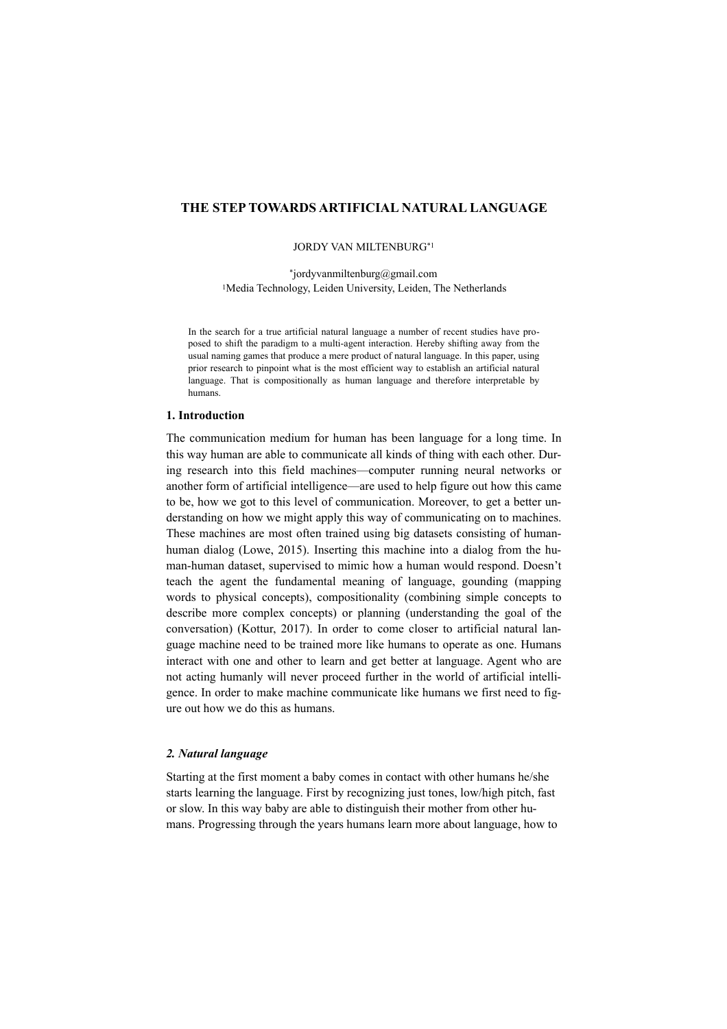# THE STEP TOWARDS ARTIFICIAL NATURAL LANGUAGE

JORDY VAN MILTENBURG[*1]

[*]jordyvanmiltenburg@gmail.com
[1]Media Technology, Leiden University, Leiden, The Netherlands

In the search for a true artificial natural language a number of recent studies have proposed to shift the paradigm to a multi-agent interaction. Hereby shifting away from the usual naming games that produce a mere product of natural language. In this paper, using prior research to pinpoint what is the most efficient way to establish an artificial natural language. That is compositionally as human language and therefore interpretable by humans.

## 1. Introduction

The communication medium for human has been language for a long time. In this way human are able to communicate all kinds of thing with each other. During research into this field machines—computer running neural networks or another form of artificial intelligence—are used to help figure out how this came to be, how we got to this level of communication. Moreover, to get a better understanding on how we might apply this way of communicating on to machines. These machines are most often trained using big datasets consisting of human-human dialog (Lowe, 2015). Inserting this machine into a dialog from the human-human dataset, supervised to mimic how a human would respond. Doesn't teach the agent the fundamental meaning of language, gounding (mapping words to physical concepts), compositionality (combining simple concepts to describe more complex concepts) or planning (understanding the goal of the conversation) (Kottur, 2017). In order to come closer to artificial natural language machine need to be trained more like humans to operate as one. Humans interact with one and other to learn and get better at language. Agent who are not acting humanly will never proceed further in the world of artificial intelligence. In order to make machine communicate like humans we first need to figure out how we do this as humans.

## *2. Natural language*

Starting at the first moment a baby comes in contact with other humans he/she starts learning the language. First by recognizing just tones, low/high pitch, fast or slow. In this way baby are able to distinguish their mother from other humans. Progressing through the years humans learn more about language, how to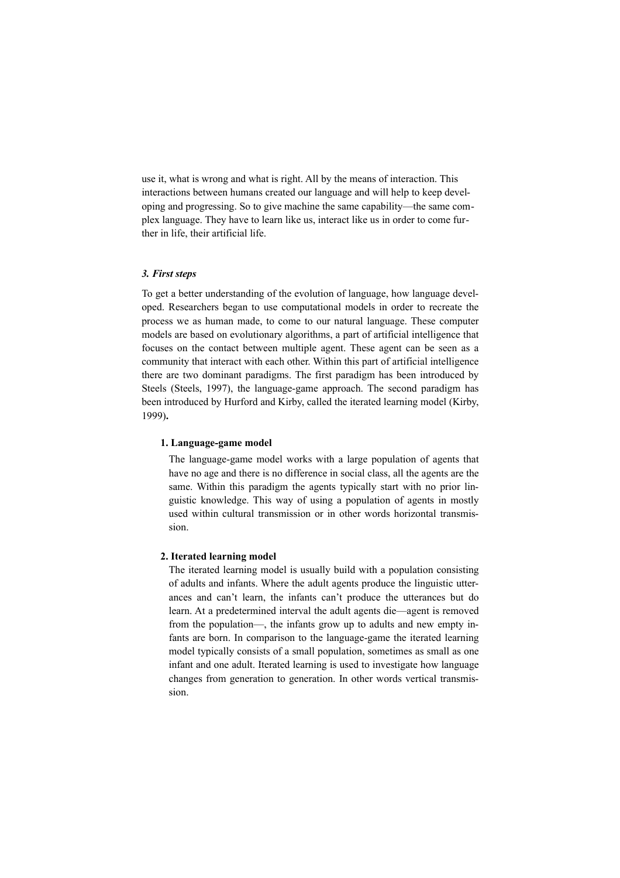use it, what is wrong and what is right. All by the means of interaction. This interactions between humans created our language and will help to keep developing and progressing. So to give machine the same capability—the same complex language. They have to learn like us, interact like us in order to come further in life, their artificial life.

### *3. First steps*

To get a better understanding of the evolution of language, how language developed. Researchers began to use computational models in order to recreate the process we as human made, to come to our natural language. These computer models are based on evolutionary algorithms, a part of artificial intelligence that focuses on the contact between multiple agent. These agent can be seen as a community that interact with each other. Within this part of artificial intelligence there are two dominant paradigms. The first paradigm has been introduced by Steels (Steels, 1997), the language-game approach. The second paradigm has been introduced by Hurford and Kirby, called the iterated learning model (Kirby, 1999)**.**

1. **Language-game model**

   The language-game model works with a large population of agents that have no age and there is no difference in social class, all the agents are the same. Within this paradigm the agents typically start with no prior linguistic knowledge. This way of using a population of agents in mostly used within cultural transmission or in other words horizontal transmission.

2. **Iterated learning model**

   The iterated learning model is usually build with a population consisting of adults and infants. Where the adult agents produce the linguistic utterances and can't learn, the infants can't produce the utterances but do learn. At a predetermined interval the adult agents die—agent is removed from the population—, the infants grow up to adults and new empty infants are born. In comparison to the language-game the iterated learning model typically consists of a small population, sometimes as small as one infant and one adult. Iterated learning is used to investigate how language changes from generation to generation. In other words vertical transmission.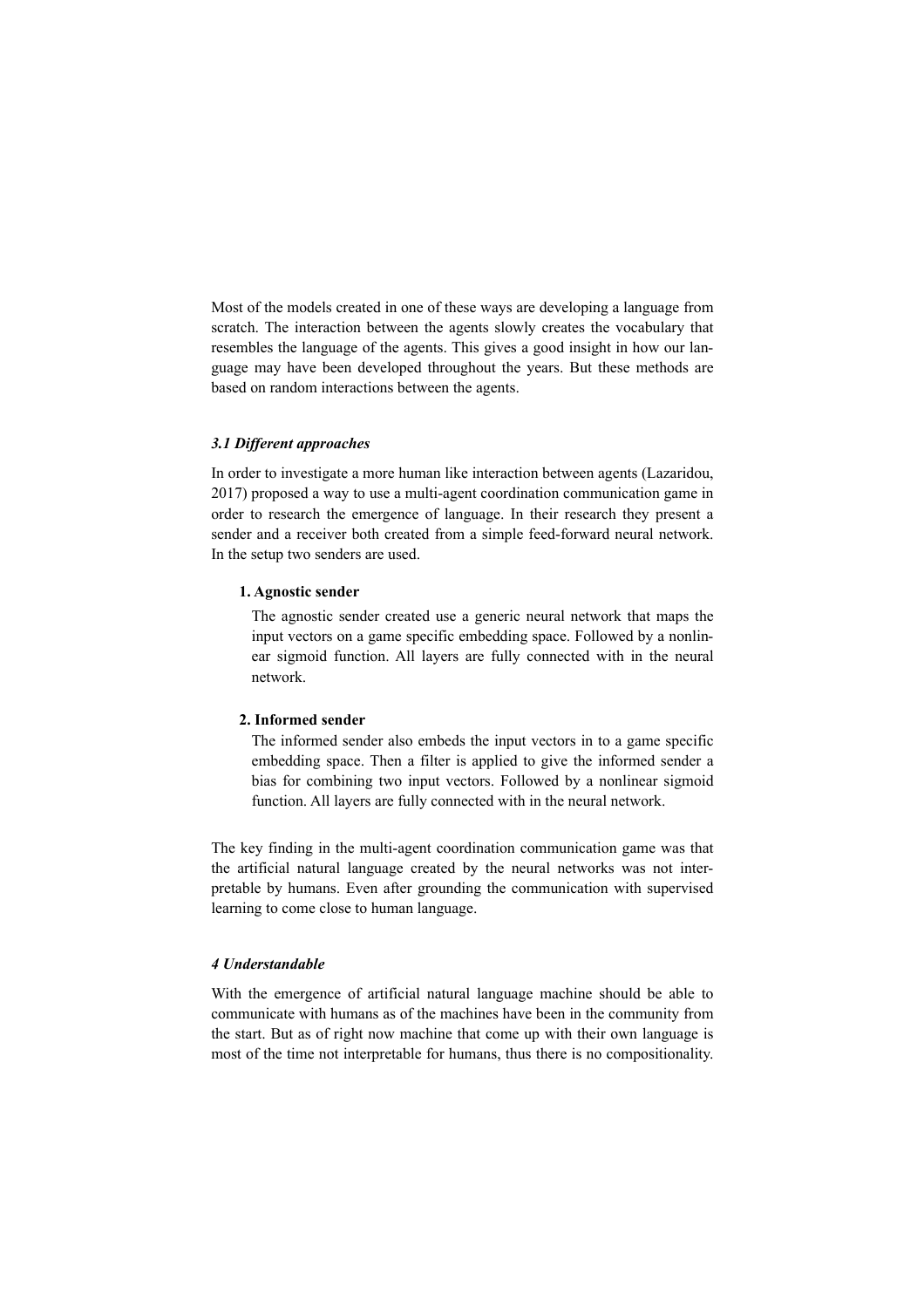Most of the models created in one of these ways are developing a language from scratch. The interaction between the agents slowly creates the vocabulary that resembles the language of the agents. This gives a good insight in how our language may have been developed throughout the years. But these methods are based on random interactions between the agents.

### *3.1 Different approaches*

In order to investigate a more human like interaction between agents (Lazaridou, 2017) proposed a way to use a multi-agent coordination communication game in order to research the emergence of language. In their research they present a sender and a receiver both created from a simple feed-forward neural network. In the setup two senders are used.

1. **Agnostic sender**

   The agnostic sender created use a generic neural network that maps the input vectors on a game specific embedding space. Followed by a nonlinear sigmoid function. All layers are fully connected with in the neural network.

2. **Informed sender**

   The informed sender also embeds the input vectors in to a game specific embedding space. Then a filter is applied to give the informed sender a bias for combining two input vectors. Followed by a nonlinear sigmoid function. All layers are fully connected with in the neural network.

The key finding in the multi-agent coordination communication game was that the artificial natural language created by the neural networks was not interpretable by humans. Even after grounding the communication with supervised learning to come close to human language.

## *4 Understandable*

With the emergence of artificial natural language machine should be able to communicate with humans as of the machines have been in the community from the start. But as of right now machine that come up with their own language is most of the time not interpretable for humans, thus there is no compositionality.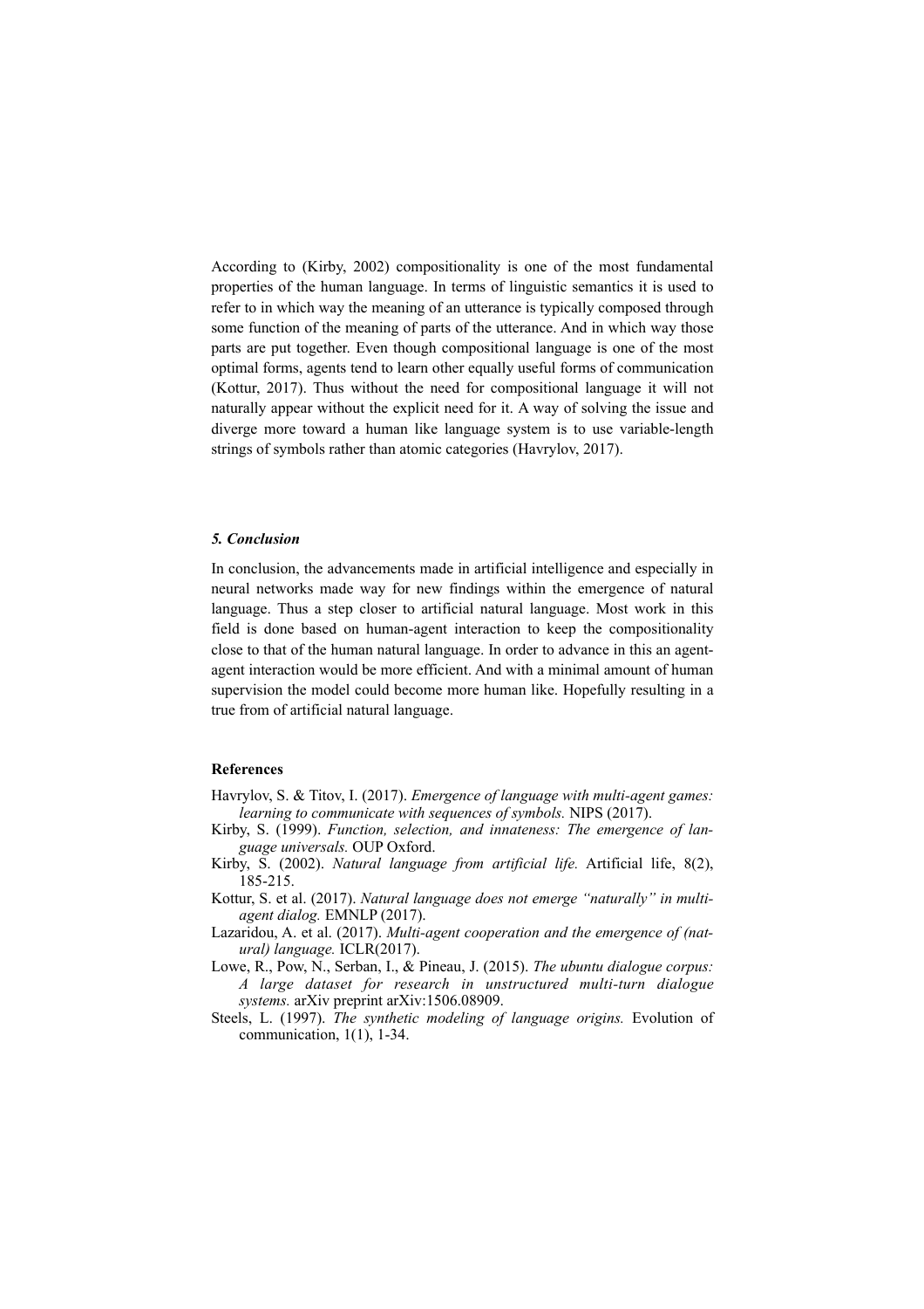According to (Kirby, 2002) compositionality is one of the most fundamental properties of the human language. In terms of linguistic semantics it is used to refer to in which way the meaning of an utterance is typically composed through some function of the meaning of parts of the utterance. And in which way those parts are put together. Even though compositional language is one of the most optimal forms, agents tend to learn other equally useful forms of communication (Kottur, 2017). Thus without the need for compositional language it will not naturally appear without the explicit need for it. A way of solving the issue and diverge more toward a human like language system is to use variable-length strings of symbols rather than atomic categories (Havrylov, 2017).

### *5. Conclusion*

In conclusion, the advancements made in artificial intelligence and especially in neural networks made way for new findings within the emergence of natural language. Thus a step closer to artificial natural language. Most work in this field is done based on human-agent interaction to keep the compositionality close to that of the human natural language. In order to advance in this an agent-agent interaction would be more efficient. And with a minimal amount of human supervision the model could become more human like. Hopefully resulting in a true from of artificial natural language.

### References

Havrylov, S. & Titov, I. (2017). *Emergence of language with multi-agent games: learning to communicate with sequences of symbols.* NIPS (2017).

Kirby, S. (1999). *Function, selection, and innateness: The emergence of language universals.* OUP Oxford.

Kirby, S. (2002). *Natural language from artificial life.* Artificial life, 8(2), 185-215.

Kottur, S. et al. (2017). *Natural language does not emerge "naturally" in multi-agent dialog.* EMNLP (2017).

Lazaridou, A. et al. (2017). *Multi-agent cooperation and the emergence of (natural) language.* ICLR(2017).

Lowe, R., Pow, N., Serban, I., & Pineau, J. (2015). *The ubuntu dialogue corpus: A large dataset for research in unstructured multi-turn dialogue systems.* arXiv preprint arXiv:1506.08909.

Steels, L. (1997). *The synthetic modeling of language origins.* Evolution of communication, 1(1), 1-34.